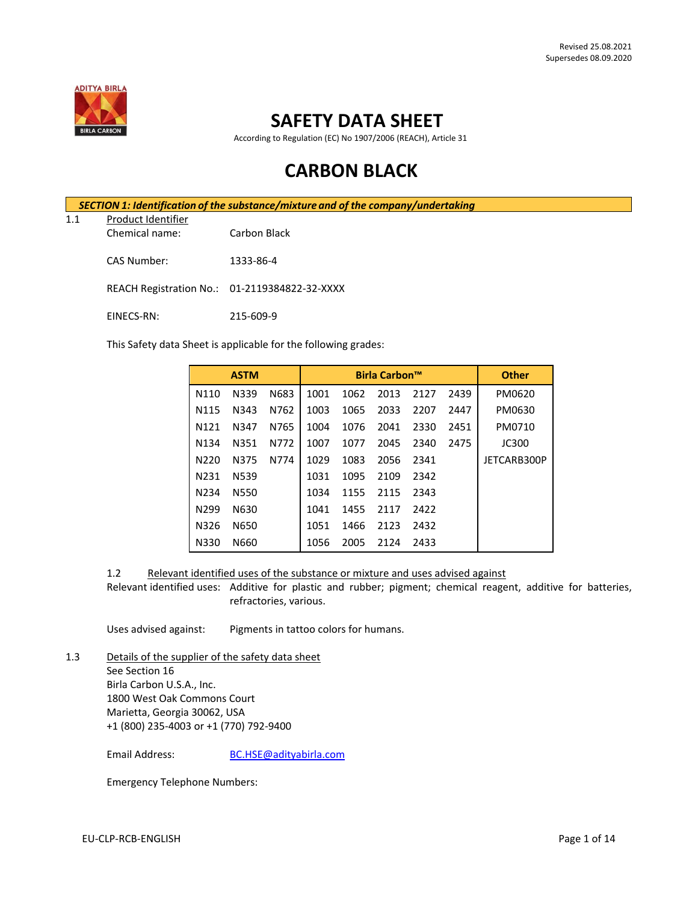Revised 25.08.2021
Supersedes 08.09.2020

# SAFETY DATA SHEET

According to Regulation (EC) No 1907/2006 (REACH), Article 31

# CARBON BLACK

## *SECTION 1: Identification of the substance/mixture and of the company/undertaking*

1.1 Product Identifier

Chemical name: Carbon Black

CAS Number: 1333-86-4

REACH Registration No.: 01-2119384822-32-XXXX

EINECS-RN: 215-609-9

This Safety data Sheet is applicable for the following grades:

| ASTM | | | Birla Carbon™ | | | | | Other |
|---|---|---|---|---|---|---|---|---|
| N110 | N339 | N683 | 1001 | 1062 | 2013 | 2127 | 2439 | PM0620 |
| N115 | N343 | N762 | 1003 | 1065 | 2033 | 2207 | 2447 | PM0630 |
| N121 | N347 | N765 | 1004 | 1076 | 2041 | 2330 | 2451 | PM0710 |
| N134 | N351 | N772 | 1007 | 1077 | 2045 | 2340 | 2475 | JC300 |
| N220 | N375 | N774 | 1029 | 1083 | 2056 | 2341 | | JETCARB300P |
| N231 | N539 | | 1031 | 1095 | 2109 | 2342 | | |
| N234 | N550 | | 1034 | 1155 | 2115 | 2343 | | |
| N299 | N630 | | 1041 | 1455 | 2117 | 2422 | | |
| N326 | N650 | | 1051 | 1466 | 2123 | 2432 | | |
| N330 | N660 | | 1056 | 2005 | 2124 | 2433 | | |

1.2 Relevant identified uses of the substance or mixture and uses advised against

Relevant identified uses: Additive for plastic and rubber; pigment; chemical reagent, additive for batteries, refractories, various.

Uses advised against: Pigments in tattoo colors for humans.

1.3 Details of the supplier of the safety data sheet

See Section 16
Birla Carbon U.S.A., Inc.
1800 West Oak Commons Court
Marietta, Georgia 30062, USA
+1 (800) 235-4003 or +1 (770) 792-9400

Email Address: BC.HSE@adityabirla.com

Emergency Telephone Numbers: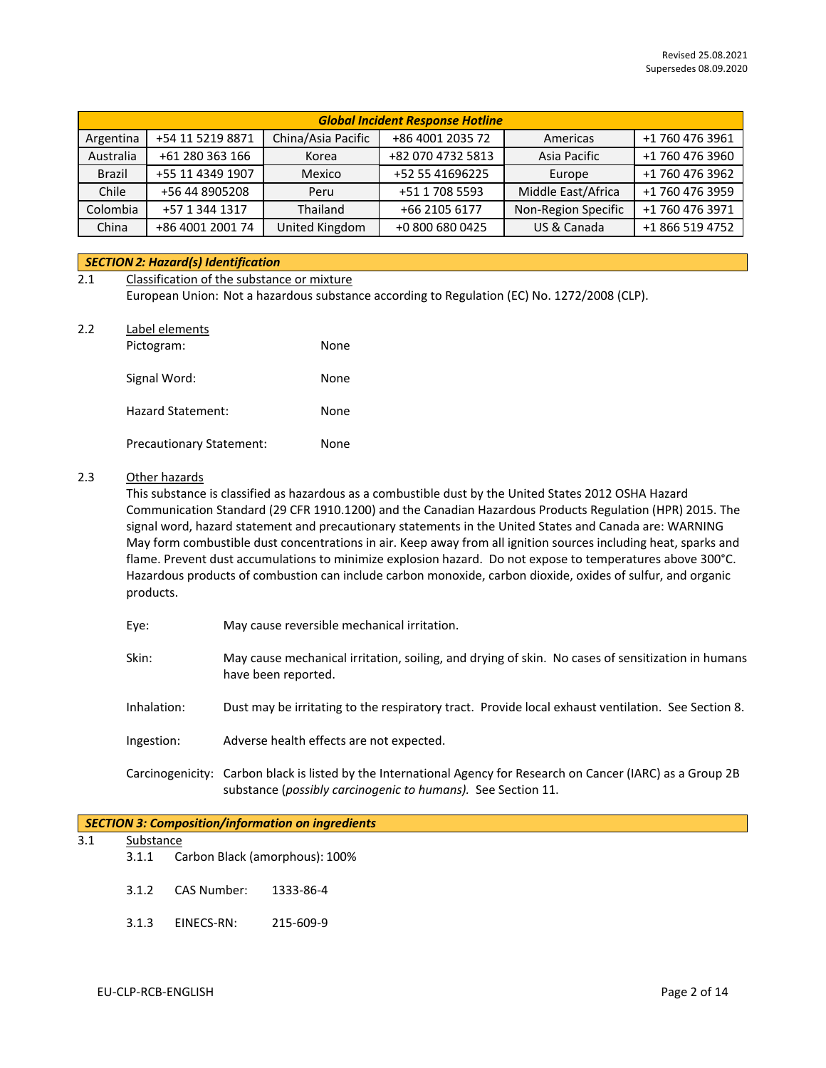Revised 25.08.2021
Supersedes 08.09.2020

| Global Incident Response Hotline | | | | | |
|---|---|---|---|---|---|
| Argentina | +54 11 5219 8871 | China/Asia Pacific | +86 4001 2035 72 | Americas | +1 760 476 3961 |
| Australia | +61 280 363 166 | Korea | +82 070 4732 5813 | Asia Pacific | +1 760 476 3960 |
| Brazil | +55 11 4349 1907 | Mexico | +52 55 41696225 | Europe | +1 760 476 3962 |
| Chile | +56 44 8905208 | Peru | +51 1 708 5593 | Middle East/Africa | +1 760 476 3959 |
| Colombia | +57 1 344 1317 | Thailand | +66 2105 6177 | Non-Region Specific | +1 760 476 3971 |
| China | +86 4001 2001 74 | United Kingdom | +0 800 680 0425 | US & Canada | +1 866 519 4752 |

## *SECTION 2: Hazard(s) Identification*

2.1 Classification of the substance or mixture

European Union: Not a hazardous substance according to Regulation (EC) No. 1272/2008 (CLP).

2.2 Label elements

Pictogram: None

Signal Word: None

Hazard Statement: None

Precautionary Statement: None

2.3 Other hazards

This substance is classified as hazardous as a combustible dust by the United States 2012 OSHA Hazard Communication Standard (29 CFR 1910.1200) and the Canadian Hazardous Products Regulation (HPR) 2015. The signal word, hazard statement and precautionary statements in the United States and Canada are: WARNING May form combustible dust concentrations in air. Keep away from all ignition sources including heat, sparks and flame. Prevent dust accumulations to minimize explosion hazard. Do not expose to temperatures above 300°C. Hazardous products of combustion can include carbon monoxide, carbon dioxide, oxides of sulfur, and organic products.

Eye: May cause reversible mechanical irritation.

Skin: May cause mechanical irritation, soiling, and drying of skin. No cases of sensitization in humans have been reported.

Inhalation: Dust may be irritating to the respiratory tract. Provide local exhaust ventilation. See Section 8.

Ingestion: Adverse health effects are not expected.

Carcinogenicity: Carbon black is listed by the International Agency for Research on Cancer (IARC) as a Group 2B substance (*possibly carcinogenic to humans).* See Section 11.

## *SECTION 3: Composition/information on ingredients*

3.1 Substance

3.1.1 Carbon Black (amorphous): 100%

3.1.2 CAS Number: 1333-86-4

3.1.3 EINECS-RN: 215-609-9

EU-CLP-RCB-ENGLISH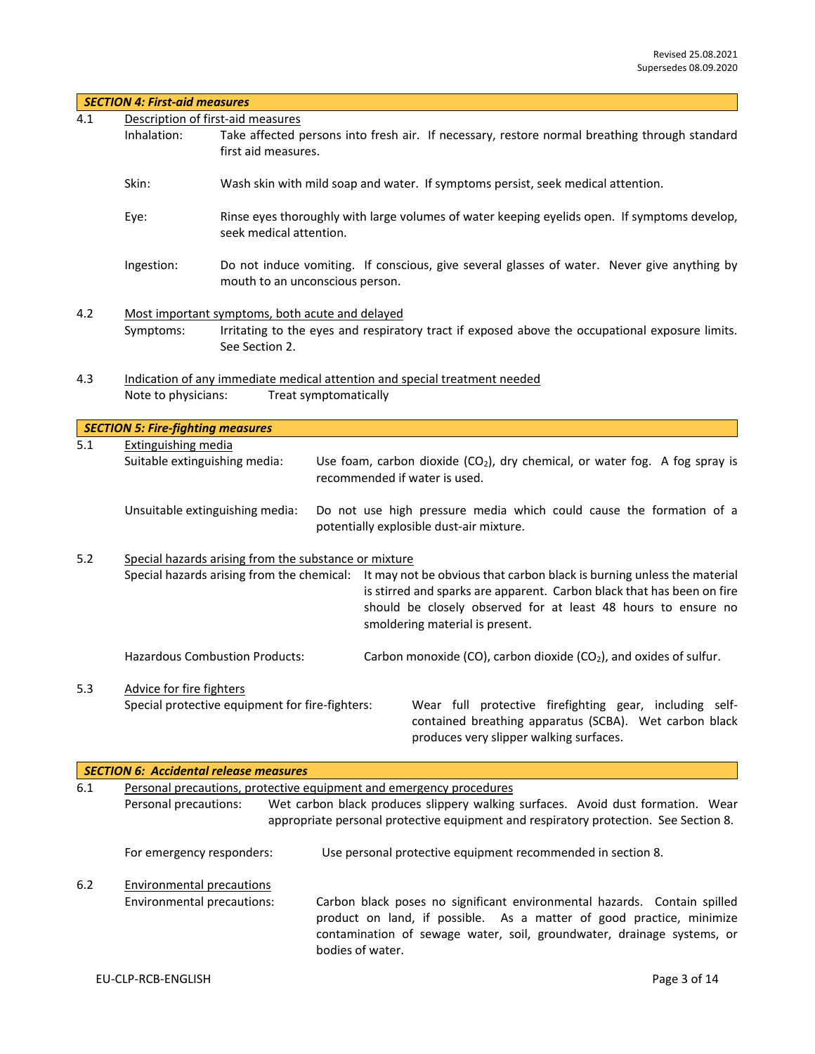Revised 25.08.2021
Supersedes 08.09.2020

## *SECTION 4: First-aid measures*

**4.1** Description of first-aid measures

Inhalation: Take affected persons into fresh air. If necessary, restore normal breathing through standard first aid measures.

Skin: Wash skin with mild soap and water. If symptoms persist, seek medical attention.

Eye: Rinse eyes thoroughly with large volumes of water keeping eyelids open. If symptoms develop, seek medical attention.

Ingestion: Do not induce vomiting. If conscious, give several glasses of water. Never give anything by mouth to an unconscious person.

**4.2** Most important symptoms, both acute and delayed

Symptoms: Irritating to the eyes and respiratory tract if exposed above the occupational exposure limits. See Section 2.

**4.3** Indication of any immediate medical attention and special treatment needed

Note to physicians: Treat symptomatically

## *SECTION 5: Fire-fighting measures*

**5.1** Extinguishing media

Suitable extinguishing media: Use foam, carbon dioxide ($CO_2$), dry chemical, or water fog. A fog spray is recommended if water is used.

Unsuitable extinguishing media: Do not use high pressure media which could cause the formation of a potentially explosible dust-air mixture.

**5.2** Special hazards arising from the substance or mixture

Special hazards arising from the chemical: It may not be obvious that carbon black is burning unless the material is stirred and sparks are apparent. Carbon black that has been on fire should be closely observed for at least 48 hours to ensure no smoldering material is present.

Hazardous Combustion Products: Carbon monoxide (CO), carbon dioxide ($CO_2$), and oxides of sulfur.

**5.3** Advice for fire fighters

Special protective equipment for fire-fighters: Wear full protective firefighting gear, including self-contained breathing apparatus (SCBA). Wet carbon black produces very slipper walking surfaces.

## *SECTION 6: Accidental release measures*

**6.1** Personal precautions, protective equipment and emergency procedures

Personal precautions: Wet carbon black produces slippery walking surfaces. Avoid dust formation. Wear appropriate personal protective equipment and respiratory protection. See Section 8.

For emergency responders: Use personal protective equipment recommended in section 8.

**6.2** Environmental precautions

Environmental precautions: Carbon black poses no significant environmental hazards. Contain spilled product on land, if possible. As a matter of good practice, minimize contamination of sewage water, soil, groundwater, drainage systems, or bodies of water.

EU-CLP-RCB-ENGLISH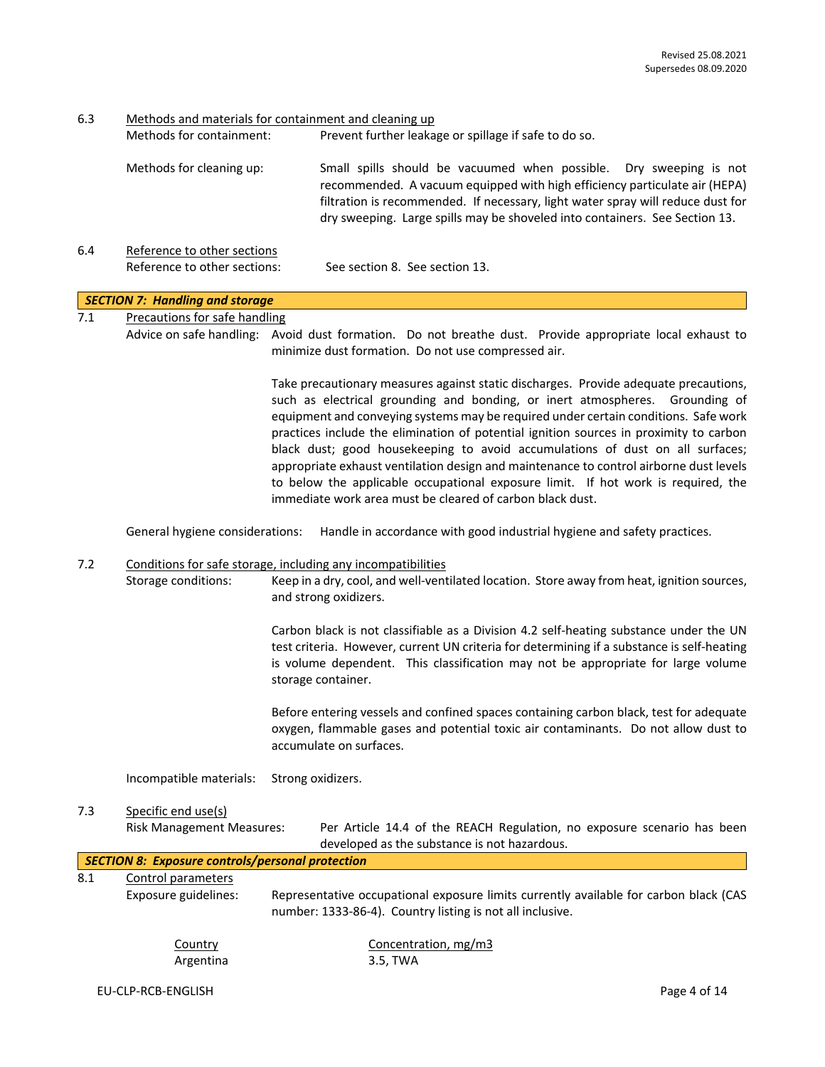6.3 Methods and materials for containment and cleaning up

Methods for containment: Prevent further leakage or spillage if safe to do so.

Methods for cleaning up: Small spills should be vacuumed when possible. Dry sweeping is not recommended. A vacuum equipped with high efficiency particulate air (HEPA) filtration is recommended. If necessary, light water spray will reduce dust for dry sweeping. Large spills may be shoveled into containers. See Section 13.

6.4 Reference to other sections

Reference to other sections: See section 8. See section 13.

## *SECTION 7: Handling and storage*

7.1 Precautions for safe handling

Advice on safe handling: Avoid dust formation. Do not breathe dust. Provide appropriate local exhaust to minimize dust formation. Do not use compressed air.

Take precautionary measures against static discharges. Provide adequate precautions, such as electrical grounding and bonding, or inert atmospheres. Grounding of equipment and conveying systems may be required under certain conditions. Safe work practices include the elimination of potential ignition sources in proximity to carbon black dust; good housekeeping to avoid accumulations of dust on all surfaces; appropriate exhaust ventilation design and maintenance to control airborne dust levels to below the applicable occupational exposure limit. If hot work is required, the immediate work area must be cleared of carbon black dust.

General hygiene considerations: Handle in accordance with good industrial hygiene and safety practices.

7.2 Conditions for safe storage, including any incompatibilities

Storage conditions: Keep in a dry, cool, and well-ventilated location. Store away from heat, ignition sources, and strong oxidizers.

Carbon black is not classifiable as a Division 4.2 self-heating substance under the UN test criteria. However, current UN criteria for determining if a substance is self-heating is volume dependent. This classification may not be appropriate for large volume storage container.

Before entering vessels and confined spaces containing carbon black, test for adequate oxygen, flammable gases and potential toxic air contaminants. Do not allow dust to accumulate on surfaces.

Incompatible materials: Strong oxidizers.

7.3 Specific end use(s)

Risk Management Measures: Per Article 14.4 of the REACH Regulation, no exposure scenario has been developed as the substance is not hazardous.

## *SECTION 8: Exposure controls/personal protection*

8.1 Control parameters

Exposure guidelines: Representative occupational exposure limits currently available for carbon black (CAS number: 1333-86-4). Country listing is not all inclusive.

| Country | Concentration, mg/m3 |
|---|---|
| Argentina | 3.5, TWA |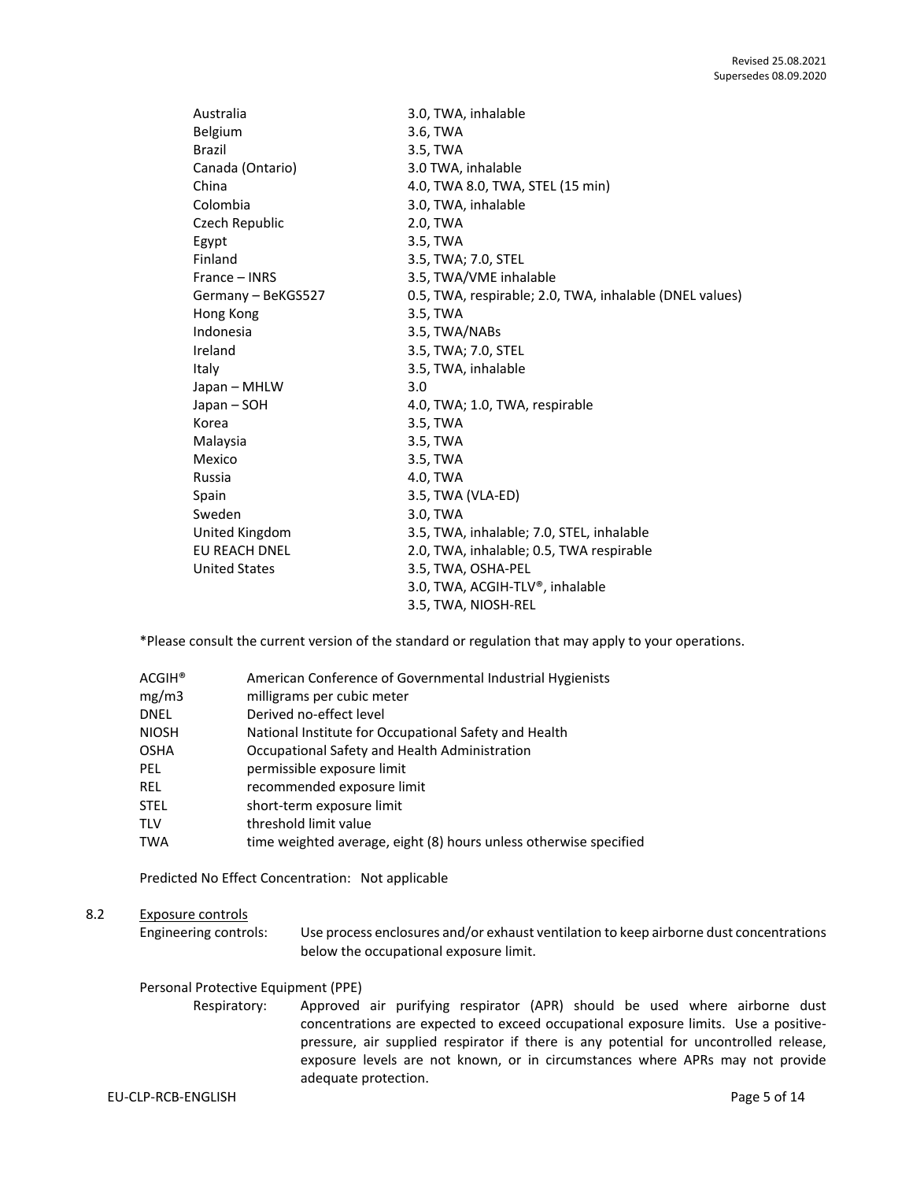| | |
|---|---|
| Australia | 3.0, TWA, inhalable |
| Belgium | 3.6, TWA |
| Brazil | 3.5, TWA |
| Canada (Ontario) | 3.0 TWA, inhalable |
| China | 4.0, TWA 8.0, TWA, STEL (15 min) |
| Colombia | 3.0, TWA, inhalable |
| Czech Republic | 2.0, TWA |
| Egypt | 3.5, TWA |
| Finland | 3.5, TWA; 7.0, STEL |
| France – INRS | 3.5, TWA/VME inhalable |
| Germany – BeKGS527 | 0.5, TWA, respirable; 2.0, TWA, inhalable (DNEL values) |
| Hong Kong | 3.5, TWA |
| Indonesia | 3.5, TWA/NABs |
| Ireland | 3.5, TWA; 7.0, STEL |
| Italy | 3.5, TWA, inhalable |
| Japan – MHLW | 3.0 |
| Japan – SOH | 4.0, TWA; 1.0, TWA, respirable |
| Korea | 3.5, TWA |
| Malaysia | 3.5, TWA |
| Mexico | 3.5, TWA |
| Russia | 4.0, TWA |
| Spain | 3.5, TWA (VLA-ED) |
| Sweden | 3.0, TWA |
| United Kingdom | 3.5, TWA, inhalable; 7.0, STEL, inhalable |
| EU REACH DNEL | 2.0, TWA, inhalable; 0.5, TWA respirable |
| United States | 3.5, TWA, OSHA-PEL |
| | 3.0, TWA, ACGIH-TLV®, inhalable |
| | 3.5, TWA, NIOSH-REL |

*Please consult the current version of the standard or regulation that may apply to your operations.

| | |
|---|---|
| ACGIH® | American Conference of Governmental Industrial Hygienists |
| mg/m3 | milligrams per cubic meter |
| DNEL | Derived no-effect level |
| NIOSH | National Institute for Occupational Safety and Health |
| OSHA | Occupational Safety and Health Administration |
| PEL | permissible exposure limit |
| REL | recommended exposure limit |
| STEL | short-term exposure limit |
| TLV | threshold limit value |
| TWA | time weighted average, eight (8) hours unless otherwise specified |

Predicted No Effect Concentration: Not applicable

## 8.2 Exposure controls

Engineering controls: Use process enclosures and/or exhaust ventilation to keep airborne dust concentrations below the occupational exposure limit.

Personal Protective Equipment (PPE)

Respiratory: Approved air purifying respirator (APR) should be used where airborne dust concentrations are expected to exceed occupational exposure limits. Use a positive-pressure, air supplied respirator if there is any potential for uncontrolled release, exposure levels are not known, or in circumstances where APRs may not provide adequate protection.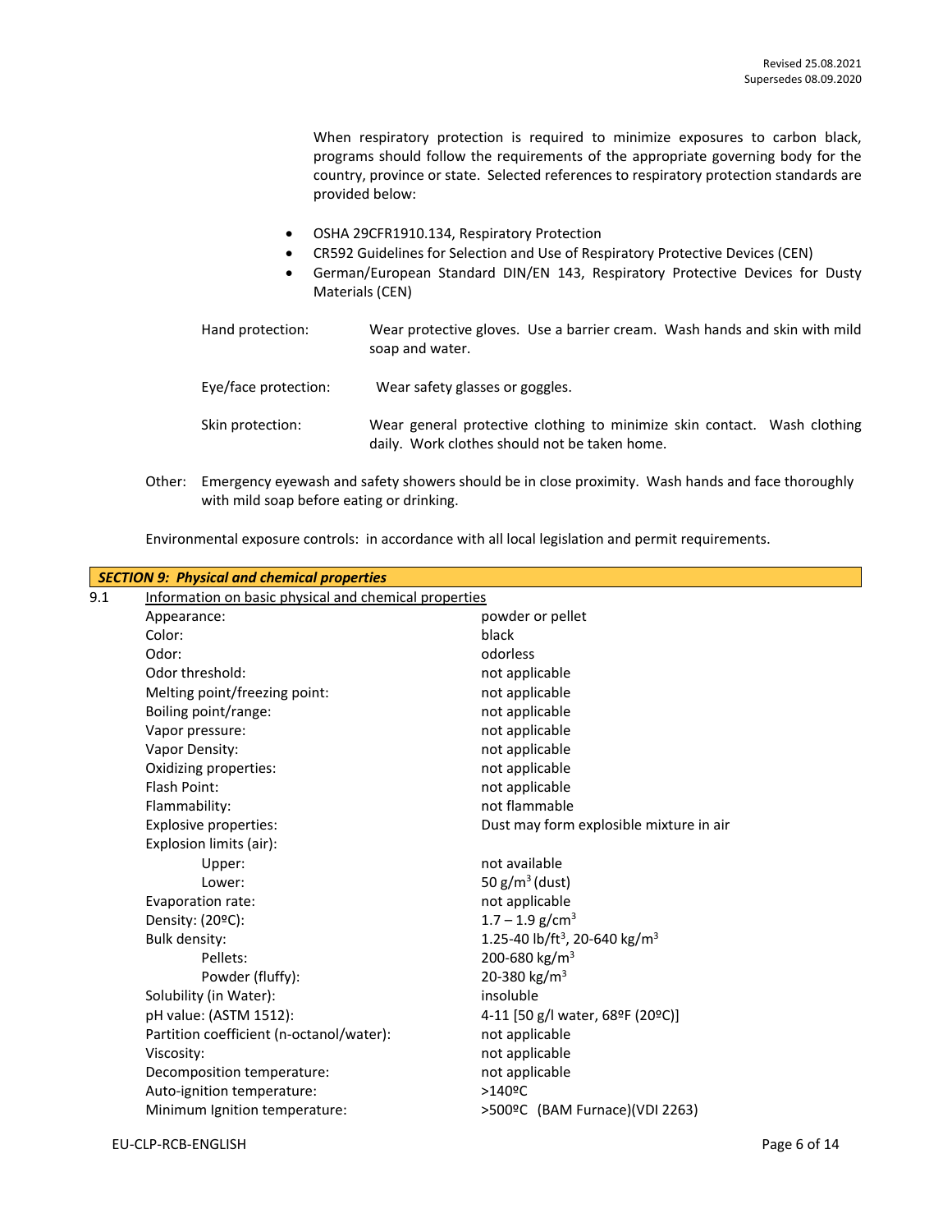When respiratory protection is required to minimize exposures to carbon black, programs should follow the requirements of the appropriate governing body for the country, province or state. Selected references to respiratory protection standards are provided below:

- OSHA 29CFR1910.134, Respiratory Protection
- CR592 Guidelines for Selection and Use of Respiratory Protective Devices (CEN)
- German/European Standard DIN/EN 143, Respiratory Protective Devices for Dusty Materials (CEN)

Hand protection: Wear protective gloves. Use a barrier cream. Wash hands and skin with mild soap and water.

Eye/face protection: Wear safety glasses or goggles.

Skin protection: Wear general protective clothing to minimize skin contact. Wash clothing daily. Work clothes should not be taken home.

Other: Emergency eyewash and safety showers should be in close proximity. Wash hands and face thoroughly with mild soap before eating or drinking.

Environmental exposure controls: in accordance with all local legislation and permit requirements.

## *SECTION 9: Physical and chemical properties*

9.1 Information on basic physical and chemical properties

| Property | Value |
|---|---|
| Appearance: | powder or pellet |
| Color: | black |
| Odor: | odorless |
| Odor threshold: | not applicable |
| Melting point/freezing point: | not applicable |
| Boiling point/range: | not applicable |
| Vapor pressure: | not applicable |
| Vapor Density: | not applicable |
| Oxidizing properties: | not applicable |
| Flash Point: | not applicable |
| Flammability: | not flammable |
| Explosive properties: | Dust may form explosible mixture in air |
| Explosion limits (air): | |
| Upper: | not available |
| Lower: | 50 g/m$^3$ (dust) |
| Evaporation rate: | not applicable |
| Density: (20ºC): | 1.7 – 1.9 g/cm$^3$ |
| Bulk density: | 1.25-40 lb/ft$^3$, 20-640 kg/m$^3$ |
| Pellets: | 200-680 kg/m$^3$ |
| Powder (fluffy): | 20-380 kg/m$^3$ |
| Solubility (in Water): | insoluble |
| pH value: (ASTM 1512): | 4-11 [50 g/l water, 68ºF (20ºC)] |
| Partition coefficient (n-octanol/water): | not applicable |
| Viscosity: | not applicable |
| Decomposition temperature: | not applicable |
| Auto-ignition temperature: | >140ºC |
| Minimum Ignition temperature: | >500ºC (BAM Furnace)(VDI 2263) |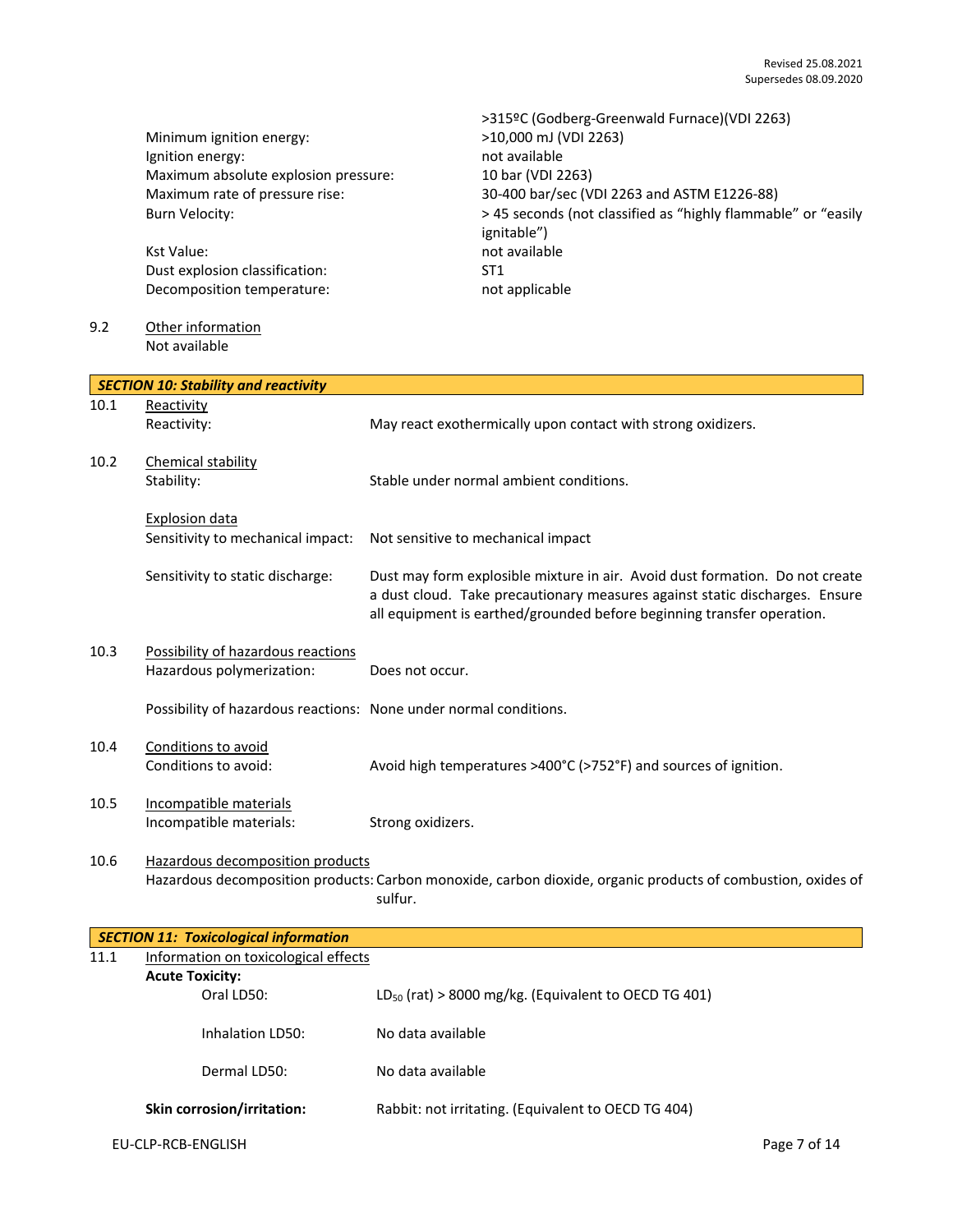| | |
|---|---|
| | >315ºC (Godberg-Greenwald Furnace)(VDI 2263) |
| Minimum ignition energy: | >10,000 mJ (VDI 2263) |
| Ignition energy: | not available |
| Maximum absolute explosion pressure: | 10 bar (VDI 2263) |
| Maximum rate of pressure rise: | 30-400 bar/sec (VDI 2263 and ASTM E1226-88) |
| Burn Velocity: | > 45 seconds (not classified as "highly flammable" or "easily ignitable") |
| Kst Value: | not available |
| Dust explosion classification: | ST1 |
| Decomposition temperature: | not applicable |

9.2 Other information

Not available

## SECTION 10: Stability and reactivity

**10.1 Reactivity**

Reactivity: May react exothermically upon contact with strong oxidizers.

**10.2 Chemical stability**

Stability: Stable under normal ambient conditions.

Explosion data

Sensitivity to mechanical impact: Not sensitive to mechanical impact

Sensitivity to static discharge: Dust may form explosible mixture in air. Avoid dust formation. Do not create a dust cloud. Take precautionary measures against static discharges. Ensure all equipment is earthed/grounded before beginning transfer operation.

**10.3 Possibility of hazardous reactions**

Hazardous polymerization: Does not occur.

Possibility of hazardous reactions: None under normal conditions.

**10.4 Conditions to avoid**

Conditions to avoid: Avoid high temperatures >400°C (>752°F) and sources of ignition.

**10.5 Incompatible materials**

Incompatible materials: Strong oxidizers.

**10.6 Hazardous decomposition products**

Hazardous decomposition products: Carbon monoxide, carbon dioxide, organic products of combustion, oxides of sulfur.

## SECTION 11: Toxicological information

**11.1 Information on toxicological effects**

**Acute Toxicity:**

| | |
|---|---|
| Oral LD50: | $LD_{50}$ (rat) > 8000 mg/kg. (Equivalent to OECD TG 401) |
| Inhalation LD50: | No data available |
| Dermal LD50: | No data available |

**Skin corrosion/irritation:** Rabbit: not irritating. (Equivalent to OECD TG 404)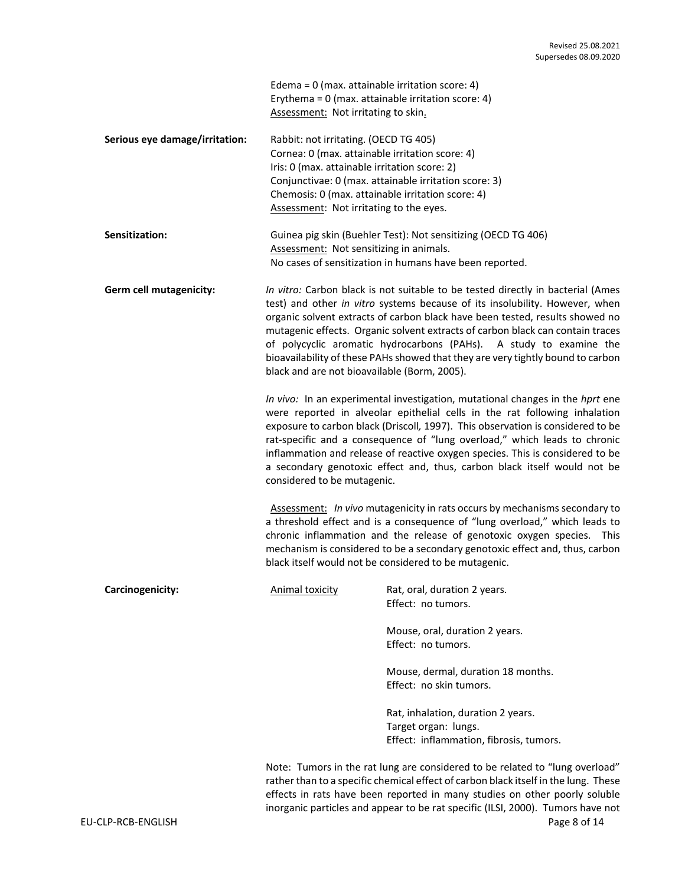Edema = 0 (max. attainable irritation score: 4)
Erythema = 0 (max. attainable irritation score: 4)
Assessment: Not irritating to skin.

**Serious eye damage/irritation:**

Rabbit: not irritating. (OECD TG 405)
Cornea: 0 (max. attainable irritation score: 4)
Iris: 0 (max. attainable irritation score: 2)
Conjunctivae: 0 (max. attainable irritation score: 3)
Chemosis: 0 (max. attainable irritation score: 4)
Assessment: Not irritating to the eyes.

**Sensitization:**

Guinea pig skin (Buehler Test): Not sensitizing (OECD TG 406)
Assessment: Not sensitizing in animals.
No cases of sensitization in humans have been reported.

**Germ cell mutagenicity:**

*In vitro:* Carbon black is not suitable to be tested directly in bacterial (Ames test) and other *in vitro* systems because of its insolubility. However, when organic solvent extracts of carbon black have been tested, results showed no mutagenic effects. Organic solvent extracts of carbon black can contain traces of polycyclic aromatic hydrocarbons (PAHs). A study to examine the bioavailability of these PAHs showed that they are very tightly bound to carbon black and are not bioavailable (Borm, 2005).

*In vivo:* In an experimental investigation, mutational changes in the *hprt* ene were reported in alveolar epithelial cells in the rat following inhalation exposure to carbon black (Driscoll, 1997). This observation is considered to be rat-specific and a consequence of "lung overload," which leads to chronic inflammation and release of reactive oxygen species. This is considered to be a secondary genotoxic effect and, thus, carbon black itself would not be considered to be mutagenic.

Assessment: *In vivo* mutagenicity in rats occurs by mechanisms secondary to a threshold effect and is a consequence of "lung overload," which leads to chronic inflammation and the release of genotoxic oxygen species. This mechanism is considered to be a secondary genotoxic effect and, thus, carbon black itself would not be considered to be mutagenic.

**Carcinogenicity:**

Animal toxicity

Rat, oral, duration 2 years.
Effect: no tumors.

Mouse, oral, duration 2 years.
Effect: no tumors.

Mouse, dermal, duration 18 months.
Effect: no skin tumors.

Rat, inhalation, duration 2 years.
Target organ: lungs.
Effect: inflammation, fibrosis, tumors.

Note: Tumors in the rat lung are considered to be related to "lung overload" rather than to a specific chemical effect of carbon black itself in the lung. These effects in rats have been reported in many studies on other poorly soluble inorganic particles and appear to be rat specific (ILSI, 2000). Tumors have not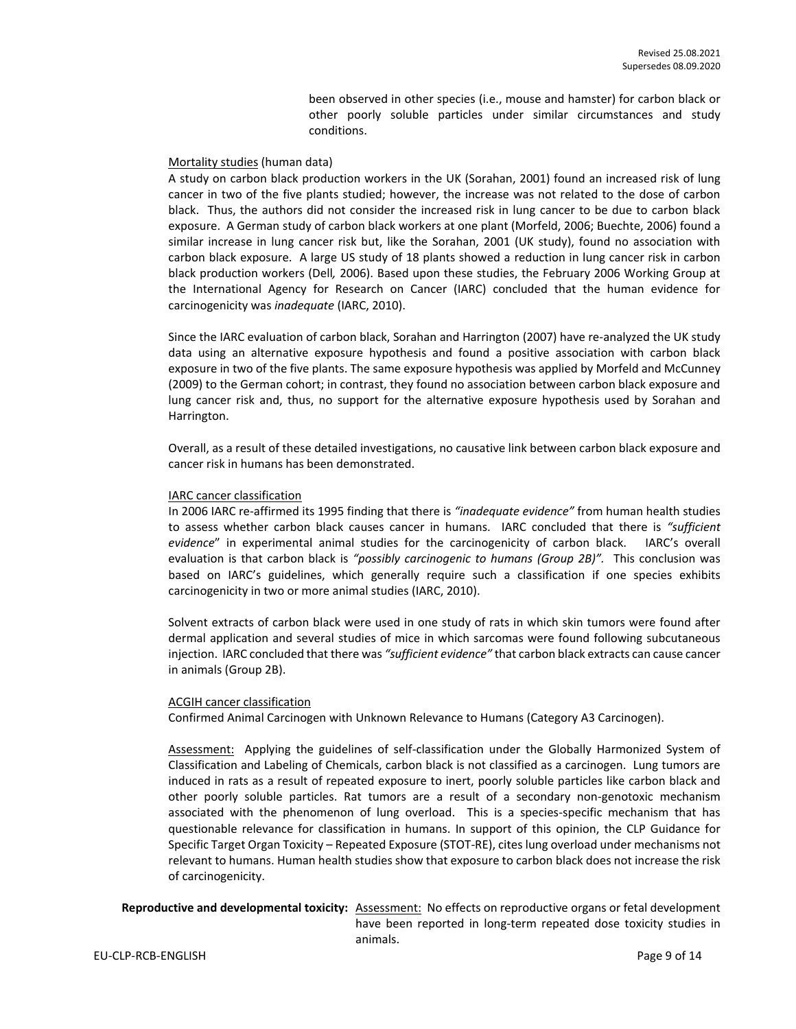been observed in other species (i.e., mouse and hamster) for carbon black or other poorly soluble particles under similar circumstances and study conditions.

Mortality studies (human data)

A study on carbon black production workers in the UK (Sorahan, 2001) found an increased risk of lung cancer in two of the five plants studied; however, the increase was not related to the dose of carbon black. Thus, the authors did not consider the increased risk in lung cancer to be due to carbon black exposure. A German study of carbon black workers at one plant (Morfeld, 2006; Buechte, 2006) found a similar increase in lung cancer risk but, like the Sorahan, 2001 (UK study), found no association with carbon black exposure. A large US study of 18 plants showed a reduction in lung cancer risk in carbon black production workers (Dell, 2006). Based upon these studies, the February 2006 Working Group at the International Agency for Research on Cancer (IARC) concluded that the human evidence for carcinogenicity was *inadequate* (IARC, 2010).

Since the IARC evaluation of carbon black, Sorahan and Harrington (2007) have re-analyzed the UK study data using an alternative exposure hypothesis and found a positive association with carbon black exposure in two of the five plants. The same exposure hypothesis was applied by Morfeld and McCunney (2009) to the German cohort; in contrast, they found no association between carbon black exposure and lung cancer risk and, thus, no support for the alternative exposure hypothesis used by Sorahan and Harrington.

Overall, as a result of these detailed investigations, no causative link between carbon black exposure and cancer risk in humans has been demonstrated.

IARC cancer classification

In 2006 IARC re-affirmed its 1995 finding that there is *"inadequate evidence"* from human health studies to assess whether carbon black causes cancer in humans. IARC concluded that there is *"sufficient evidence*" in experimental animal studies for the carcinogenicity of carbon black. IARC's overall evaluation is that carbon black is *"possibly carcinogenic to humans (Group 2B)".* This conclusion was based on IARC's guidelines, which generally require such a classification if one species exhibits carcinogenicity in two or more animal studies (IARC, 2010).

Solvent extracts of carbon black were used in one study of rats in which skin tumors were found after dermal application and several studies of mice in which sarcomas were found following subcutaneous injection. IARC concluded that there was *"sufficient evidence"* that carbon black extracts can cause cancer in animals (Group 2B).

ACGIH cancer classification

Confirmed Animal Carcinogen with Unknown Relevance to Humans (Category A3 Carcinogen).

Assessment: Applying the guidelines of self-classification under the Globally Harmonized System of Classification and Labeling of Chemicals, carbon black is not classified as a carcinogen. Lung tumors are induced in rats as a result of repeated exposure to inert, poorly soluble particles like carbon black and other poorly soluble particles. Rat tumors are a result of a secondary non-genotoxic mechanism associated with the phenomenon of lung overload. This is a species-specific mechanism that has questionable relevance for classification in humans. In support of this opinion, the CLP Guidance for Specific Target Organ Toxicity – Repeated Exposure (STOT-RE), cites lung overload under mechanisms not relevant to humans. Human health studies show that exposure to carbon black does not increase the risk of carcinogenicity.

**Reproductive and developmental toxicity:** Assessment: No effects on reproductive organs or fetal development have been reported in long-term repeated dose toxicity studies in animals.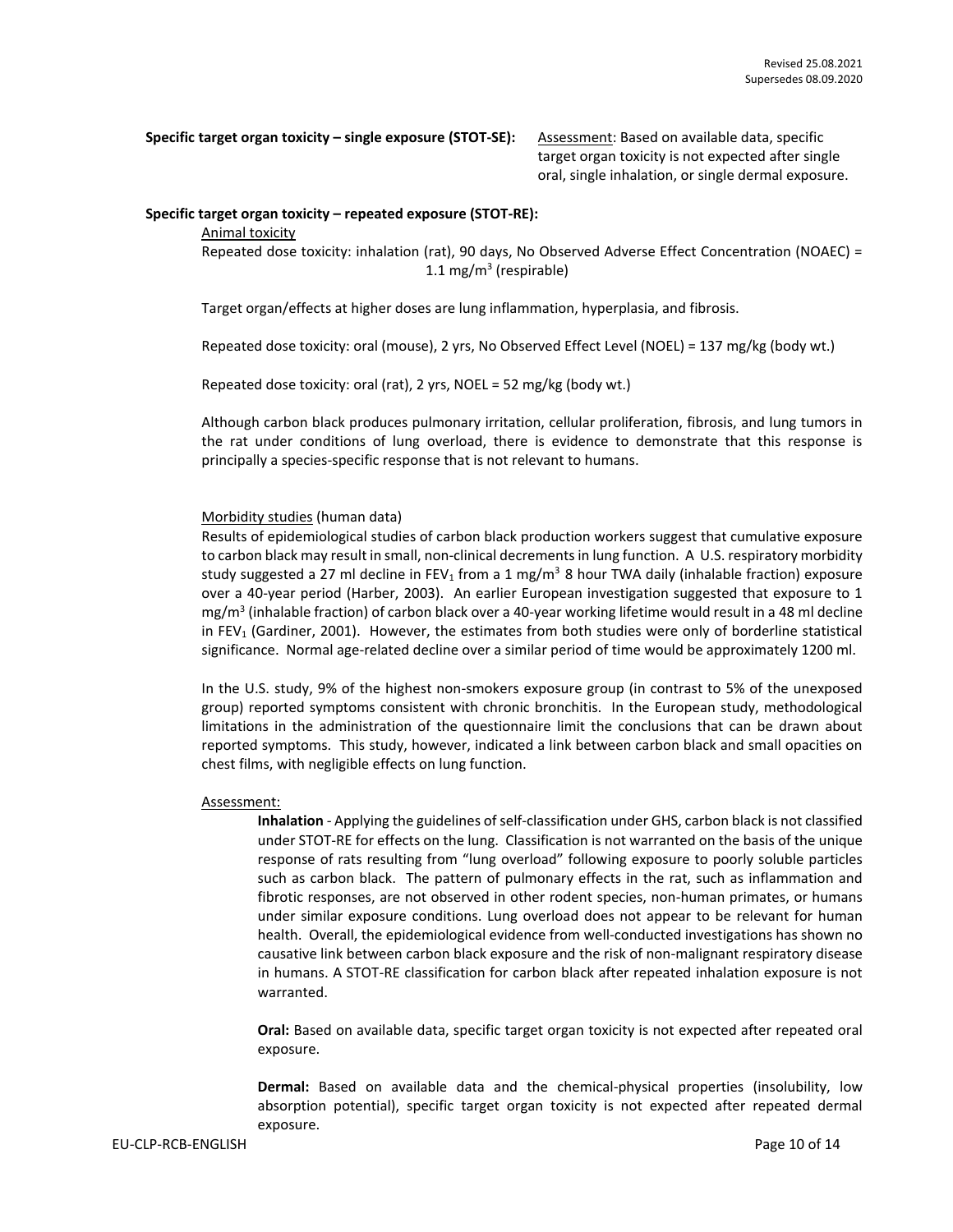**Specific target organ toxicity – single exposure (STOT-SE):** Assessment: Based on available data, specific target organ toxicity is not expected after single oral, single inhalation, or single dermal exposure.

**Specific target organ toxicity – repeated exposure (STOT-RE):**

Animal toxicity

Repeated dose toxicity: inhalation (rat), 90 days, No Observed Adverse Effect Concentration (NOAEC) = 1.1 mg/m$^3$ (respirable)

Target organ/effects at higher doses are lung inflammation, hyperplasia, and fibrosis.

Repeated dose toxicity: oral (mouse), 2 yrs, No Observed Effect Level (NOEL) = 137 mg/kg (body wt.)

Repeated dose toxicity: oral (rat), 2 yrs, NOEL = 52 mg/kg (body wt.)

Although carbon black produces pulmonary irritation, cellular proliferation, fibrosis, and lung tumors in the rat under conditions of lung overload, there is evidence to demonstrate that this response is principally a species-specific response that is not relevant to humans.

Morbidity studies (human data)

Results of epidemiological studies of carbon black production workers suggest that cumulative exposure to carbon black may result in small, non-clinical decrements in lung function. A U.S. respiratory morbidity study suggested a 27 ml decline in $FEV_1$ from a 1 mg/m$^3$ 8 hour TWA daily (inhalable fraction) exposure over a 40-year period (Harber, 2003). An earlier European investigation suggested that exposure to 1 mg/m$^3$ (inhalable fraction) of carbon black over a 40-year working lifetime would result in a 48 ml decline in $FEV_1$ (Gardiner, 2001). However, the estimates from both studies were only of borderline statistical significance. Normal age-related decline over a similar period of time would be approximately 1200 ml.

In the U.S. study, 9% of the highest non-smokers exposure group (in contrast to 5% of the unexposed group) reported symptoms consistent with chronic bronchitis. In the European study, methodological limitations in the administration of the questionnaire limit the conclusions that can be drawn about reported symptoms. This study, however, indicated a link between carbon black and small opacities on chest films, with negligible effects on lung function.

Assessment:

**Inhalation** - Applying the guidelines of self-classification under GHS, carbon black is not classified under STOT-RE for effects on the lung. Classification is not warranted on the basis of the unique response of rats resulting from "lung overload" following exposure to poorly soluble particles such as carbon black. The pattern of pulmonary effects in the rat, such as inflammation and fibrotic responses, are not observed in other rodent species, non-human primates, or humans under similar exposure conditions. Lung overload does not appear to be relevant for human health. Overall, the epidemiological evidence from well-conducted investigations has shown no causative link between carbon black exposure and the risk of non-malignant respiratory disease in humans. A STOT-RE classification for carbon black after repeated inhalation exposure is not warranted.

**Oral:** Based on available data, specific target organ toxicity is not expected after repeated oral exposure.

**Dermal:** Based on available data and the chemical-physical properties (insolubility, low absorption potential), specific target organ toxicity is not expected after repeated dermal exposure.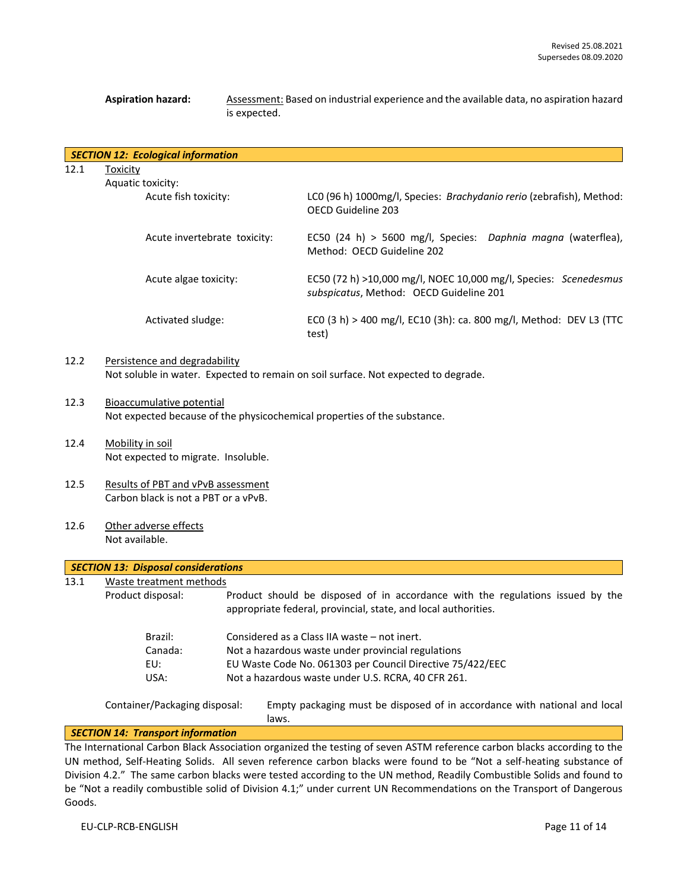Revised 25.08.2021
Supersedes 08.09.2020

**Aspiration hazard:** Assessment: Based on industrial experience and the available data, no aspiration hazard is expected.

## SECTION 12: Ecological information

12.1 Toxicity

Aquatic toxicity:

| | |
|---|---|
| Acute fish toxicity: | LC0 (96 h) 1000mg/l, Species: *Brachydanio rerio* (zebrafish), Method: OECD Guideline 203 |
| Acute invertebrate toxicity: | EC50 (24 h) > 5600 mg/l, Species: *Daphnia magna* (waterflea), Method: OECD Guideline 202 |
| Acute algae toxicity: | EC50 (72 h) >10,000 mg/l, NOEC 10,000 mg/l, Species: *Scenedesmus subspicatus*, Method: OECD Guideline 201 |
| Activated sludge: | EC0 (3 h) > 400 mg/l, EC10 (3h): ca. 800 mg/l, Method: DEV L3 (TTC test) |

12.2 Persistence and degradability
Not soluble in water. Expected to remain on soil surface. Not expected to degrade.

12.3 Bioaccumulative potential
Not expected because of the physicochemical properties of the substance.

12.4 Mobility in soil
Not expected to migrate. Insoluble.

12.5 Results of PBT and vPvB assessment
Carbon black is not a PBT or a vPvB.

12.6 Other adverse effects
Not available.

## SECTION 13: Disposal considerations

13.1 Waste treatment methods

Product disposal: Product should be disposed of in accordance with the regulations issued by the appropriate federal, provincial, state, and local authorities.

| | |
|---|---|
| Brazil: | Considered as a Class IIA waste – not inert. |
| Canada: | Not a hazardous waste under provincial regulations |
| EU: | EU Waste Code No. 061303 per Council Directive 75/422/EEC |
| USA: | Not a hazardous waste under U.S. RCRA, 40 CFR 261. |

Container/Packaging disposal: Empty packaging must be disposed of in accordance with national and local laws.

## SECTION 14: Transport information

The International Carbon Black Association organized the testing of seven ASTM reference carbon blacks according to the UN method, Self-Heating Solids. All seven reference carbon blacks were found to be "Not a self-heating substance of Division 4.2." The same carbon blacks were tested according to the UN method, Readily Combustible Solids and found to be "Not a readily combustible solid of Division 4.1;" under current UN Recommendations on the Transport of Dangerous Goods.

EU-CLP-RCB-ENGLISH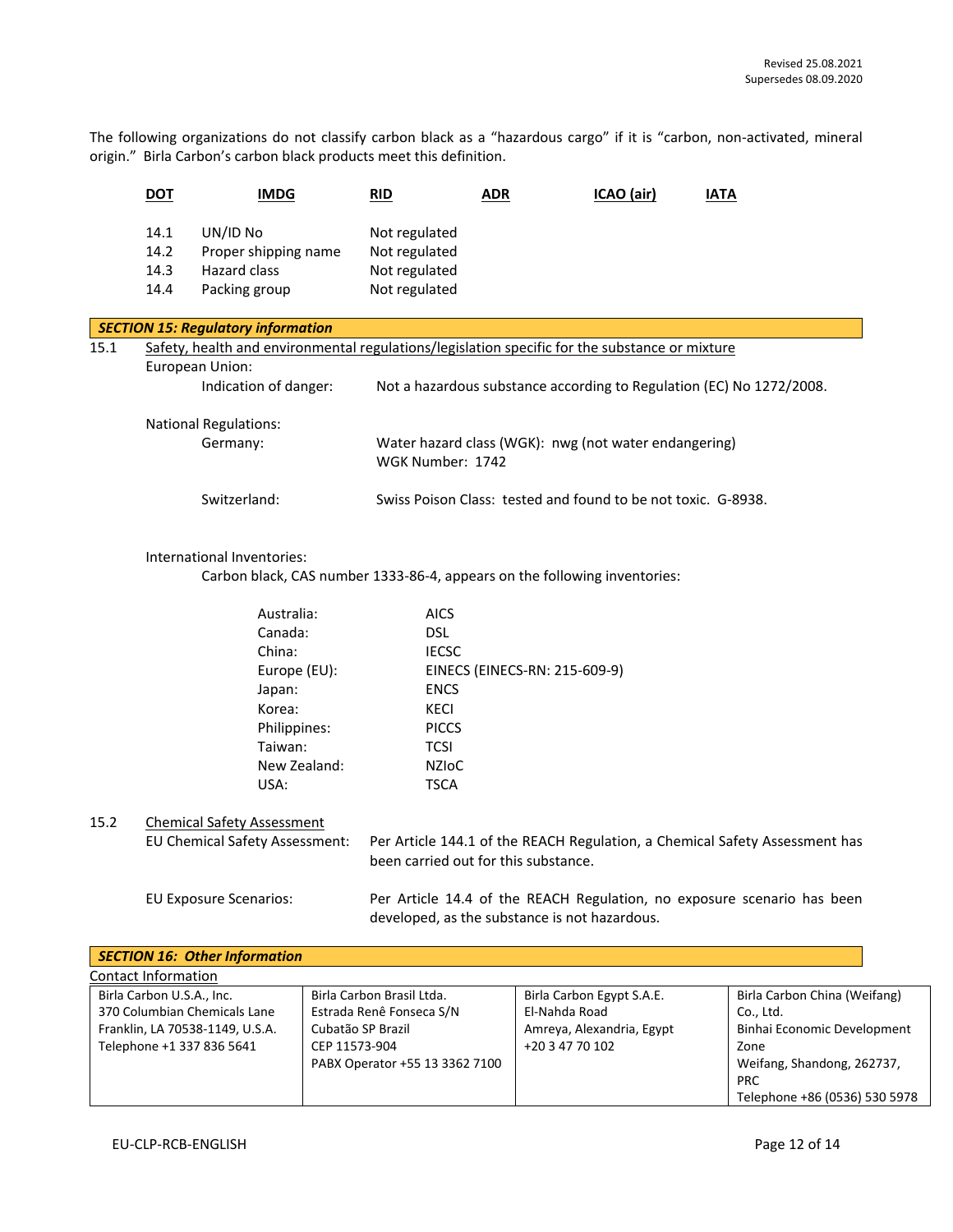Revised 25.08.2021
Supersedes 08.09.2020

The following organizations do not classify carbon black as a "hazardous cargo" if it is "carbon, non-activated, mineral origin." Birla Carbon's carbon black products meet this definition.

**DOT** **IMDG** **RID** **ADR** **ICAO (air)** **IATA**

| | | |
|---|---|---|
| 14.1 | UN/ID No | Not regulated |
| 14.2 | Proper shipping name | Not regulated |
| 14.3 | Hazard class | Not regulated |
| 14.4 | Packing group | Not regulated |

## *SECTION 15: Regulatory information*

15.1 Safety, health and environmental regulations/legislation specific for the substance or mixture

European Union:

Indication of danger: Not a hazardous substance according to Regulation (EC) No 1272/2008.

National Regulations:

Germany: Water hazard class (WGK): nwg (not water endangering)
WGK Number: 1742

Switzerland: Swiss Poison Class: tested and found to be not toxic. G-8938.

International Inventories:

Carbon black, CAS number 1333-86-4, appears on the following inventories:

| | |
|---|---|
| Australia: | AICS |
| Canada: | DSL |
| China: | IECSC |
| Europe (EU): | EINECS (EINECS-RN: 215-609-9) |
| Japan: | ENCS |
| Korea: | KECI |
| Philippines: | PICCS |
| Taiwan: | TCSI |
| New Zealand: | NZIoC |
| USA: | TSCA |

15.2 Chemical Safety Assessment

EU Chemical Safety Assessment: Per Article 144.1 of the REACH Regulation, a Chemical Safety Assessment has been carried out for this substance.

EU Exposure Scenarios: Per Article 14.4 of the REACH Regulation, no exposure scenario has been developed, as the substance is not hazardous.

## *SECTION 16: Other Information*

Contact Information

| Birla Carbon U.S.A., Inc. | Birla Carbon Brasil Ltda. | Birla Carbon Egypt S.A.E. | Birla Carbon China (Weifang) Co., Ltd. |
|---|---|---|---|
| 370 Columbian Chemicals Lane<br>Franklin, LA 70538-1149, U.S.A.<br>Telephone +1 337 836 5641 | Estrada Renê Fonseca S/N<br>Cubatão SP Brazil<br>CEP 11573-904<br>PABX Operator +55 13 3362 7100 | El-Nahda Road<br>Amreya, Alexandria, Egypt<br>+20 3 47 70 102 | Binhai Economic Development Zone<br>Weifang, Shandong, 262737, PRC<br>Telephone +86 (0536) 530 5978 |

EU-CLP-RCB-ENGLISH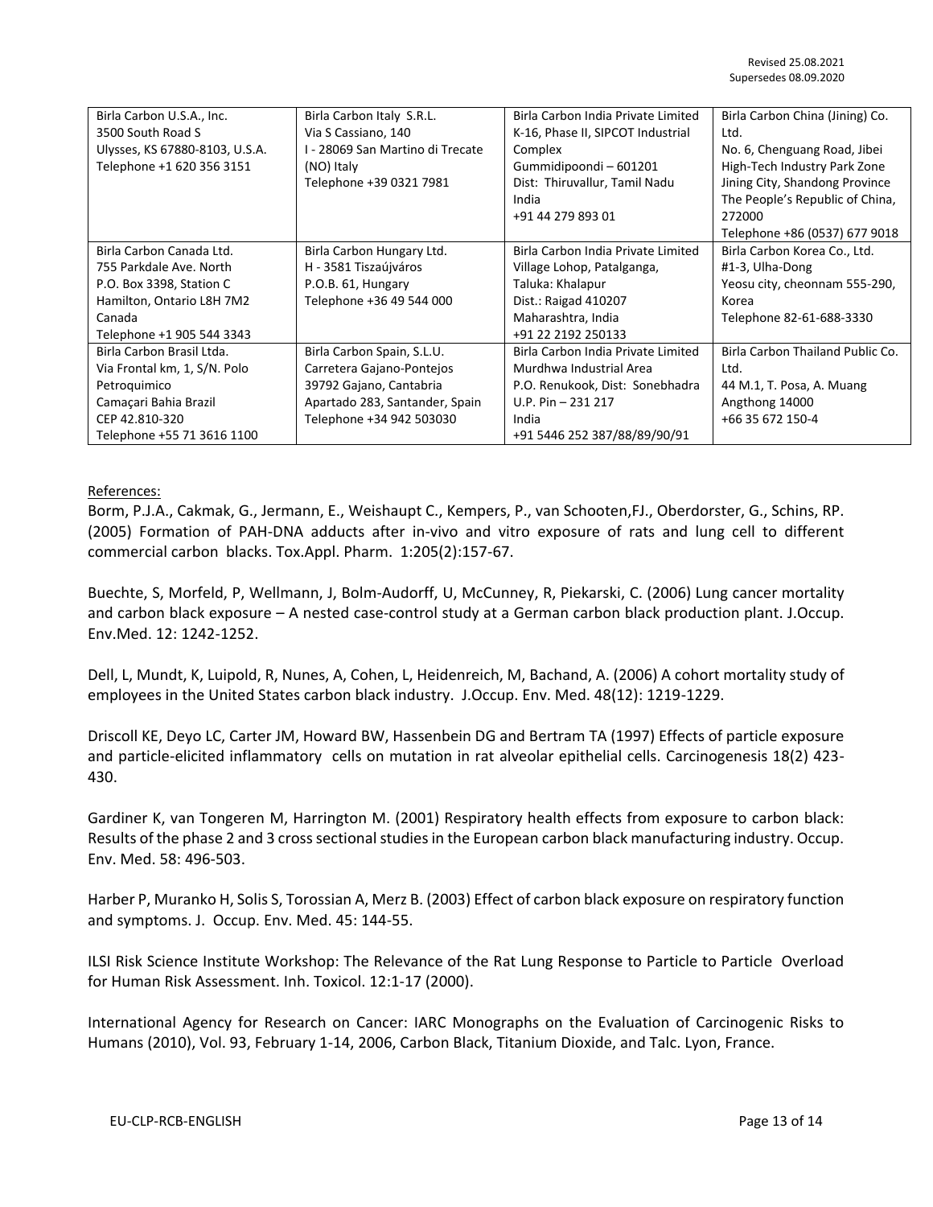Revised 25.08.2021
Supersedes 08.09.2020

| | | | |
|---|---|---|---|
| Birla Carbon U.S.A., Inc.<br>3500 South Road S<br>Ulysses, KS 67880-8103, U.S.A.<br>Telephone +1 620 356 3151 | Birla Carbon Italy S.R.L.<br>Via S Cassiano, 140<br>I - 28069 San Martino di Trecate (NO) Italy<br>Telephone +39 0321 7981 | Birla Carbon India Private Limited<br>K-16, Phase II, SIPCOT Industrial Complex<br>Gummidipoondi – 601201<br>Dist: Thiruvallur, Tamil Nadu<br>India<br>+91 44 279 893 01 | Birla Carbon China (Jining) Co. Ltd.<br>No. 6, Chenguang Road, Jibei High-Tech Industry Park Zone<br>Jining City, Shandong Province<br>The People's Republic of China, 272000<br>Telephone +86 (0537) 677 9018 |
| Birla Carbon Canada Ltd.<br>755 Parkdale Ave. North<br>P.O. Box 3398, Station C<br>Hamilton, Ontario L8H 7M2<br>Canada<br>Telephone +1 905 544 3343 | Birla Carbon Hungary Ltd.<br>H - 3581 Tiszaújváros<br>P.O.B. 61, Hungary<br>Telephone +36 49 544 000 | Birla Carbon India Private Limited<br>Village Lohop, Patalganga,<br>Taluka: Khalapur<br>Dist.: Raigad 410207<br>Maharashtra, India<br>+91 22 2192 250133 | Birla Carbon Korea Co., Ltd.<br>#1-3, Ulha-Dong<br>Yeosu city, cheonnam 555-290, Korea<br>Telephone 82-61-688-3330 |
| Birla Carbon Brasil Ltda.<br>Via Frontal km, 1, S/N. Polo Petroquimico<br>Camaçari Bahia Brazil<br>CEP 42.810-320<br>Telephone +55 71 3616 1100 | Birla Carbon Spain, S.L.U.<br>Carretera Gajano-Pontejos<br>39792 Gajano, Cantabria<br>Apartado 283, Santander, Spain<br>Telephone +34 942 503030 | Birla Carbon India Private Limited<br>Murdhwa Industrial Area<br>P.O. Renukook, Dist: Sonebhadra<br>U.P. Pin – 231 217<br>India<br>+91 5446 252 387/88/89/90/91 | Birla Carbon Thailand Public Co. Ltd.<br>44 M.1, T. Posa, A. Muang<br>Angthong 14000<br>+66 35 672 150-4 |

References:

Borm, P.J.A., Cakmak, G., Jermann, E., Weishaupt C., Kempers, P., van Schooten,FJ., Oberdorster, G., Schins, RP. (2005) Formation of PAH-DNA adducts after in-vivo and vitro exposure of rats and lung cell to different commercial carbon blacks. Tox.Appl. Pharm. 1:205(2):157-67.

Buechte, S, Morfeld, P, Wellmann, J, Bolm-Audorff, U, McCunney, R, Piekarski, C. (2006) Lung cancer mortality and carbon black exposure – A nested case-control study at a German carbon black production plant. J.Occup. Env.Med. 12: 1242-1252.

Dell, L, Mundt, K, Luipold, R, Nunes, A, Cohen, L, Heidenreich, M, Bachand, A. (2006) A cohort mortality study of employees in the United States carbon black industry. J.Occup. Env. Med. 48(12): 1219-1229.

Driscoll KE, Deyo LC, Carter JM, Howard BW, Hassenbein DG and Bertram TA (1997) Effects of particle exposure and particle-elicited inflammatory cells on mutation in rat alveolar epithelial cells. Carcinogenesis 18(2) 423-430.

Gardiner K, van Tongeren M, Harrington M. (2001) Respiratory health effects from exposure to carbon black: Results of the phase 2 and 3 cross sectional studies in the European carbon black manufacturing industry. Occup. Env. Med. 58: 496-503.

Harber P, Muranko H, Solis S, Torossian A, Merz B. (2003) Effect of carbon black exposure on respiratory function and symptoms. J. Occup. Env. Med. 45: 144-55.

ILSI Risk Science Institute Workshop: The Relevance of the Rat Lung Response to Particle to Particle Overload for Human Risk Assessment. Inh. Toxicol. 12:1-17 (2000).

International Agency for Research on Cancer: IARC Monographs on the Evaluation of Carcinogenic Risks to Humans (2010), Vol. 93, February 1-14, 2006, Carbon Black, Titanium Dioxide, and Talc. Lyon, France.

EU-CLP-RCB-ENGLISH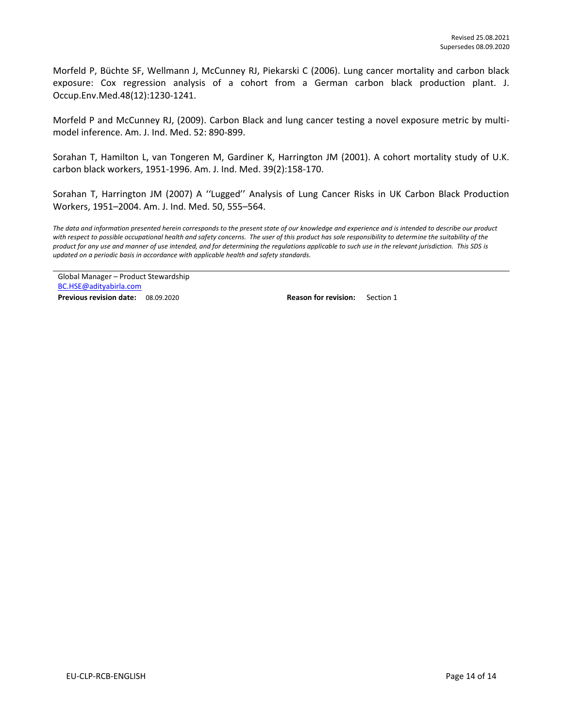Morfeld P, Büchte SF, Wellmann J, McCunney RJ, Piekarski C (2006). Lung cancer mortality and carbon black exposure: Cox regression analysis of a cohort from a German carbon black production plant. J. Occup.Env.Med.48(12):1230-1241.

Morfeld P and McCunney RJ, (2009). Carbon Black and lung cancer testing a novel exposure metric by multi-model inference. Am. J. Ind. Med. 52: 890-899.

Sorahan T, Hamilton L, van Tongeren M, Gardiner K, Harrington JM (2001). A cohort mortality study of U.K. carbon black workers, 1951-1996. Am. J. Ind. Med. 39(2):158-170.

Sorahan T, Harrington JM (2007) A ''Lugged'' Analysis of Lung Cancer Risks in UK Carbon Black Production Workers, 1951–2004. Am. J. Ind. Med. 50, 555–564.

*The data and information presented herein corresponds to the present state of our knowledge and experience and is intended to describe our product with respect to possible occupational health and safety concerns. The user of this product has sole responsibility to determine the suitability of the product for any use and manner of use intended, and for determining the regulations applicable to such use in the relevant jurisdiction. This SDS is updated on a periodic basis in accordance with applicable health and safety standards.*

---

Global Manager – Product Stewardship
BC.HSE@adityabirla.com

**Previous revision date:** 08.09.2020 **Reason for revision:** Section 1